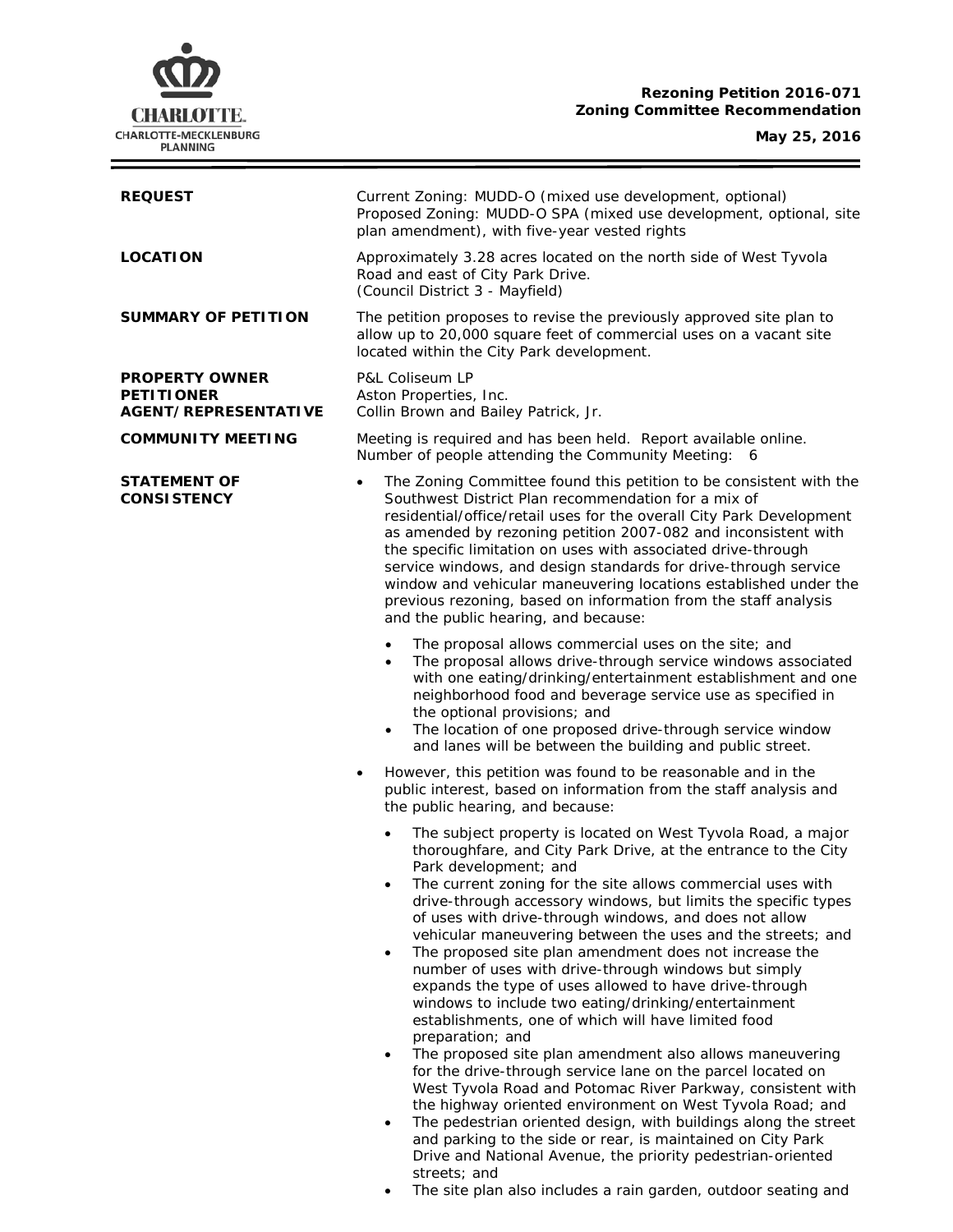**Rezoning Petition 2016-071**
**Zoning Committee Recommendation**

**May 25, 2016**

| | |
|---|---|
| **REQUEST** | Current Zoning: MUDD-O (mixed use development, optional)<br>Proposed Zoning: MUDD-O SPA (mixed use development, optional, site plan amendment), with five-year vested rights |
| **LOCATION** | Approximately 3.28 acres located on the north side of West Tyvola Road and east of City Park Drive.<br>(Council District 3 - Mayfield) |
| **SUMMARY OF PETITION** | The petition proposes to revise the previously approved site plan to allow up to 20,000 square feet of commercial uses on a vacant site located within the City Park development. |
| **PROPERTY OWNER**<br>**PETITIONER**<br>**AGENT/REPRESENTATIVE** | P&L Coliseum LP<br>Aston Properties, Inc.<br>Collin Brown and Bailey Patrick, Jr. |
| **COMMUNITY MEETING** | Meeting is required and has been held. Report available online.<br>Number of people attending the Community Meeting: 6 |

**STATEMENT OF CONSISTENCY**

- The Zoning Committee found this petition to be consistent with the Southwest District Plan recommendation for a mix of residential/office/retail uses for the overall City Park Development as amended by rezoning petition 2007-082 and inconsistent with the specific limitation on uses with associated drive-through service windows, and design standards for drive-through service window and vehicular maneuvering locations established under the previous rezoning, based on information from the staff analysis and the public hearing, and because:
  - The proposal allows commercial uses on the site; and
  - The proposal allows drive-through service windows associated with one eating/drinking/entertainment establishment and one neighborhood food and beverage service use as specified in the optional provisions; and
  - The location of one proposed drive-through service window and lanes will be between the building and public street.
- However, this petition was found to be reasonable and in the public interest, based on information from the staff analysis and the public hearing, and because:
  - The subject property is located on West Tyvola Road, a major thoroughfare, and City Park Drive, at the entrance to the City Park development; and
  - The current zoning for the site allows commercial uses with drive-through accessory windows, but limits the specific types of uses with drive-through windows, and does not allow vehicular maneuvering between the uses and the streets; and
  - The proposed site plan amendment does not increase the number of uses with drive-through windows but simply expands the type of uses allowed to have drive-through windows to include two eating/drinking/entertainment establishments, one of which will have limited food preparation; and
  - The proposed site plan amendment also allows maneuvering for the drive-through service lane on the parcel located on West Tyvola Road and Potomac River Parkway, consistent with the highway oriented environment on West Tyvola Road; and
  - The pedestrian oriented design, with buildings along the street and parking to the side or rear, is maintained on City Park Drive and National Avenue, the priority pedestrian-oriented streets; and
  - The site plan also includes a rain garden, outdoor seating and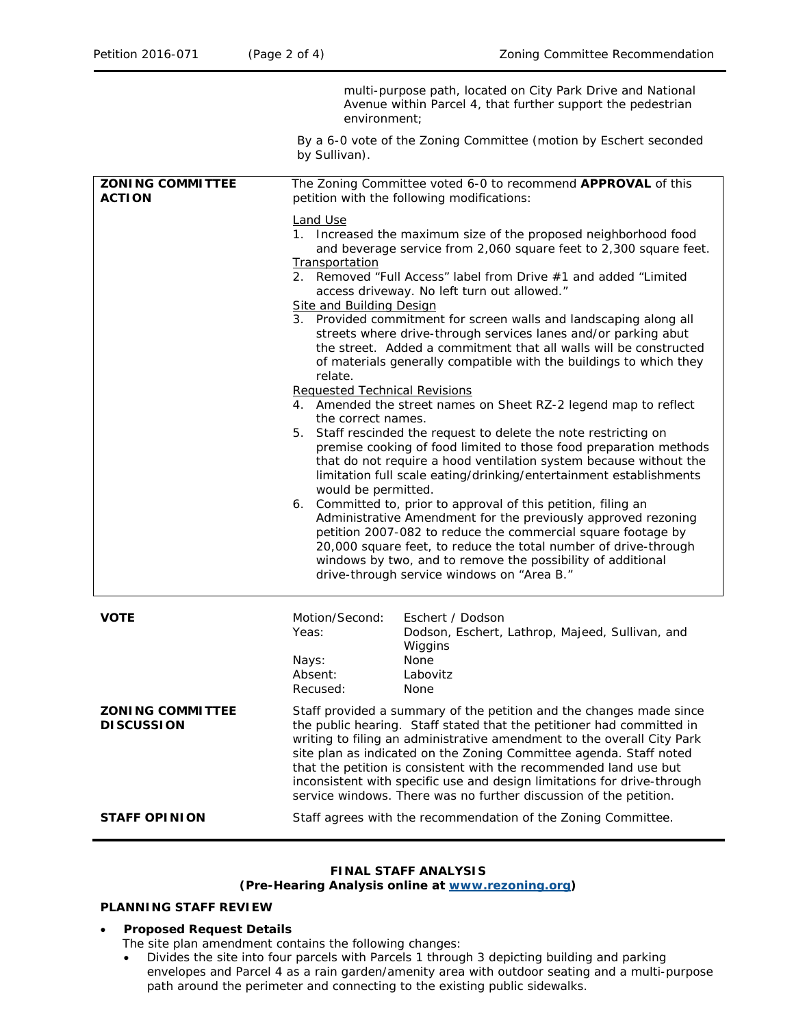multi-purpose path, located on City Park Drive and National Avenue within Parcel 4, that further support the pedestrian environment;

By a 6-0 vote of the Zoning Committee (motion by Eschert seconded by Sullivan).

| | |
|---|---|
| **ZONING COMMITTEE ACTION** | The Zoning Committee voted 6-0 to recommend **APPROVAL** of this petition with the following modifications:<br><br>Land Use<br>1. Increased the maximum size of the proposed neighborhood food and beverage service from 2,060 square feet to 2,300 square feet.<br>Transportation<br>2. Removed "Full Access" label from Drive #1 and added "Limited access driveway. No left turn out allowed."<br>Site and Building Design<br>3. Provided commitment for screen walls and landscaping along all streets where drive-through services lanes and/or parking abut the street. Added a commitment that all walls will be constructed of materials generally compatible with the buildings to which they relate.<br>Requested Technical Revisions<br>4. Amended the street names on Sheet RZ-2 legend map to reflect the correct names.<br>5. Staff rescinded the request to delete the note restricting on premise cooking of food limited to those food preparation methods that do not require a hood ventilation system because without the limitation full scale eating/drinking/entertainment establishments would be permitted.<br>6. Committed to, prior to approval of this petition, filing an Administrative Amendment for the previously approved rezoning petition 2007-082 to reduce the commercial square footage by 20,000 square feet, to reduce the total number of drive-through windows by two, and to remove the possibility of additional drive-through service windows on "Area B." |

| | | |
|---|---|---|
| **VOTE** | Motion/Second: | Eschert / Dodson |
| | Yeas: | Dodson, Eschert, Lathrop, Majeed, Sullivan, and Wiggins |
| | Nays: | None |
| | Absent: | Labovitz |
| | Recused: | None |

**ZONING COMMITTEE DISCUSSION**

Staff provided a summary of the petition and the changes made since the public hearing. Staff stated that the petitioner had committed in writing to filing an administrative amendment to the overall City Park site plan as indicated on the Zoning Committee agenda. Staff noted that the petition is consistent with the recommended land use but inconsistent with specific use and design limitations for drive-through service windows. There was no further discussion of the petition.

**STAFF OPINION**

Staff agrees with the recommendation of the Zoning Committee.

**FINAL STAFF ANALYSIS**
**(Pre-Hearing Analysis online at [www.rezoning.org](http://www.rezoning.org))**

**PLANNING STAFF REVIEW**

- **Proposed Request Details**
  The site plan amendment contains the following changes:
  - Divides the site into four parcels with Parcels 1 through 3 depicting building and parking envelopes and Parcel 4 as a rain garden/amenity area with outdoor seating and a multi-purpose path around the perimeter and connecting to the existing public sidewalks.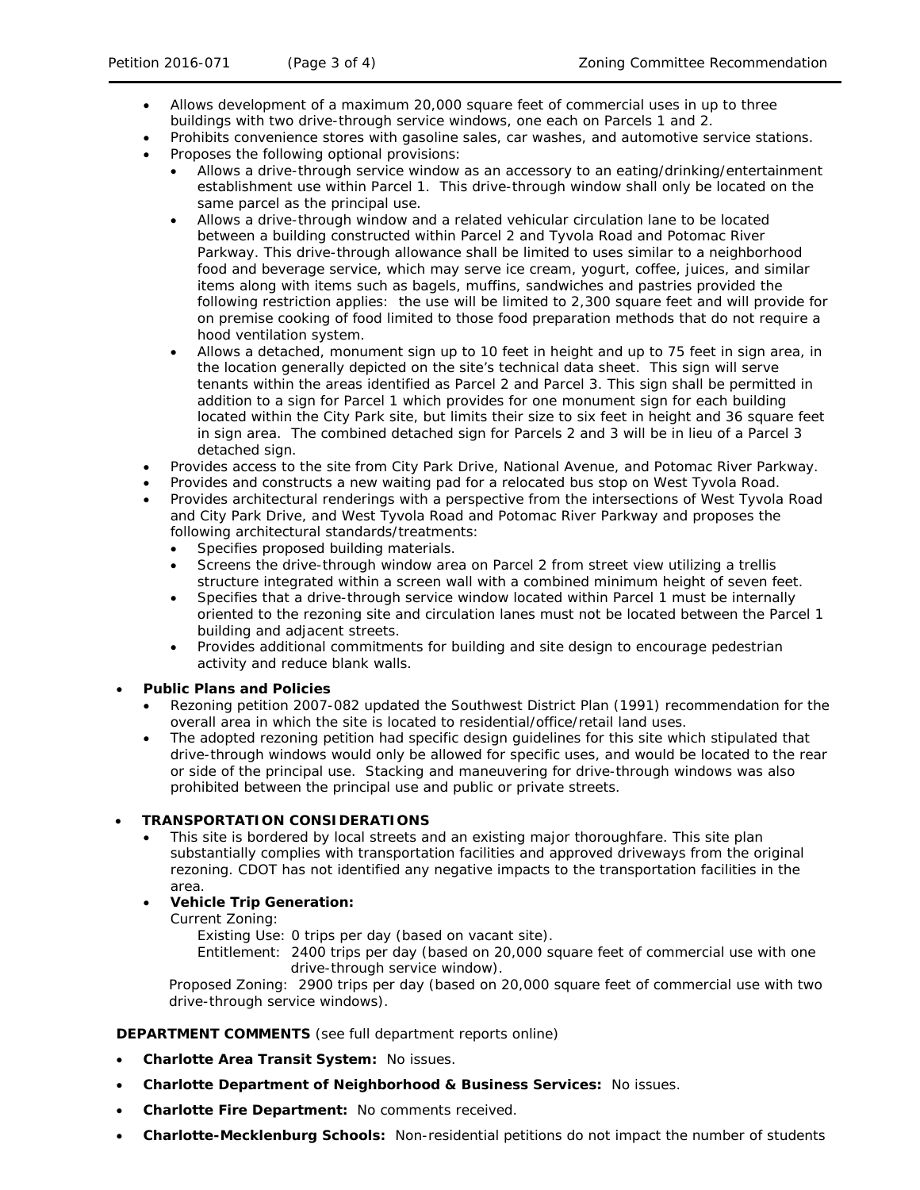- Allows development of a maximum 20,000 square feet of commercial uses in up to three buildings with two drive-through service windows, one each on Parcels 1 and 2.
- Prohibits convenience stores with gasoline sales, car washes, and automotive service stations.
- Proposes the following optional provisions:
  - Allows a drive-through service window as an accessory to an eating/drinking/entertainment establishment use within Parcel 1. This drive-through window shall only be located on the same parcel as the principal use.
  - Allows a drive-through window and a related vehicular circulation lane to be located between a building constructed within Parcel 2 and Tyvola Road and Potomac River Parkway. This drive-through allowance shall be limited to uses similar to a neighborhood food and beverage service, which may serve ice cream, yogurt, coffee, juices, and similar items along with items such as bagels, muffins, sandwiches and pastries provided the following restriction applies: the use will be limited to 2,300 square feet and will provide for on premise cooking of food limited to those food preparation methods that do not require a hood ventilation system.
  - Allows a detached, monument sign up to 10 feet in height and up to 75 feet in sign area, in the location generally depicted on the site's technical data sheet. This sign will serve tenants within the areas identified as Parcel 2 and Parcel 3. This sign shall be permitted in addition to a sign for Parcel 1 which provides for one monument sign for each building located within the City Park site, but limits their size to six feet in height and 36 square feet in sign area. The combined detached sign for Parcels 2 and 3 will be in lieu of a Parcel 3 detached sign.
- Provides access to the site from City Park Drive, National Avenue, and Potomac River Parkway.
- Provides and constructs a new waiting pad for a relocated bus stop on West Tyvola Road.
- Provides architectural renderings with a perspective from the intersections of West Tyvola Road and City Park Drive, and West Tyvola Road and Potomac River Parkway and proposes the following architectural standards/treatments:
  - Specifies proposed building materials.
  - Screens the drive-through window area on Parcel 2 from street view utilizing a trellis structure integrated within a screen wall with a combined minimum height of seven feet.
  - Specifies that a drive-through service window located within Parcel 1 must be internally oriented to the rezoning site and circulation lanes must not be located between the Parcel 1 building and adjacent streets.
  - Provides additional commitments for building and site design to encourage pedestrian activity and reduce blank walls.

- **Public Plans and Policies**
  - Rezoning petition 2007-082 updated the Southwest District Plan (1991) recommendation for the overall area in which the site is located to residential/office/retail land uses.
  - The adopted rezoning petition had specific design guidelines for this site which stipulated that drive-through windows would only be allowed for specific uses, and would be located to the rear or side of the principal use. Stacking and maneuvering for drive-through windows was also prohibited between the principal use and public or private streets.

- **TRANSPORTATION CONSIDERATIONS**
  - This site is bordered by local streets and an existing major thoroughfare. This site plan substantially complies with transportation facilities and approved driveways from the original rezoning. CDOT has not identified any negative impacts to the transportation facilities in the area.
  - **Vehicle Trip Generation:**

    Current Zoning:

    Existing Use: 0 trips per day (based on vacant site).

    Entitlement: 2400 trips per day (based on 20,000 square feet of commercial use with one drive-through service window).

    Proposed Zoning: 2900 trips per day (based on 20,000 square feet of commercial use with two drive-through service windows).

**DEPARTMENT COMMENTS** (see full department reports online)

- **Charlotte Area Transit System:** No issues.
- **Charlotte Department of Neighborhood & Business Services:** No issues.
- **Charlotte Fire Department:** No comments received.
- **Charlotte-Mecklenburg Schools:** Non-residential petitions do not impact the number of students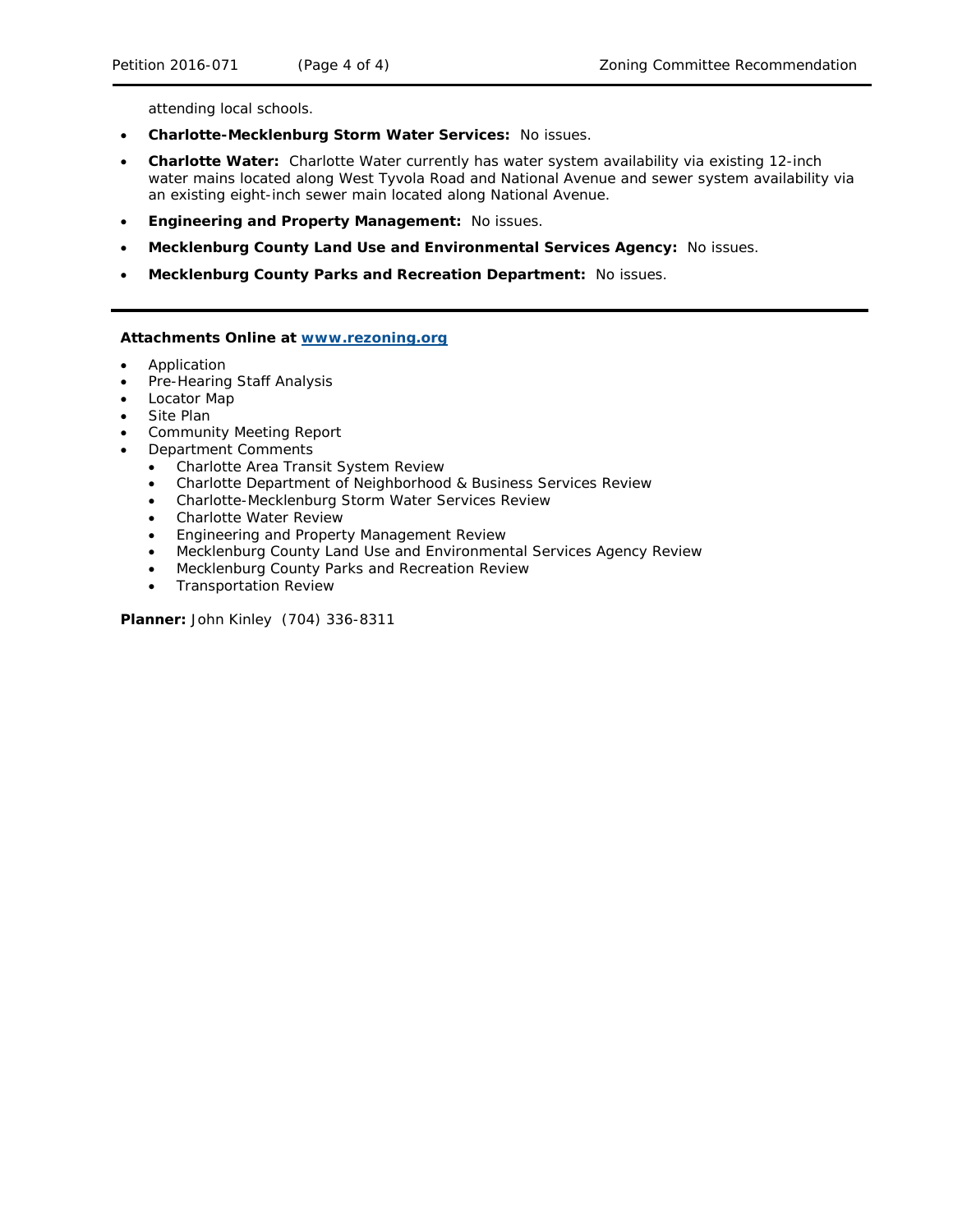attending local schools.

- **Charlotte-Mecklenburg Storm Water Services:** No issues.
- **Charlotte Water:** Charlotte Water currently has water system availability via existing 12-inch water mains located along West Tyvola Road and National Avenue and sewer system availability via an existing eight-inch sewer main located along National Avenue.
- **Engineering and Property Management:** No issues.
- **Mecklenburg County Land Use and Environmental Services Agency:** No issues.
- **Mecklenburg County Parks and Recreation Department:** No issues.

---

**Attachments Online at [www.rezoning.org](www.rezoning.org)**

- Application
- Pre-Hearing Staff Analysis
- Locator Map
- Site Plan
- Community Meeting Report
- Department Comments
  - Charlotte Area Transit System Review
  - Charlotte Department of Neighborhood & Business Services Review
  - Charlotte-Mecklenburg Storm Water Services Review
  - Charlotte Water Review
  - Engineering and Property Management Review
  - Mecklenburg County Land Use and Environmental Services Agency Review
  - Mecklenburg County Parks and Recreation Review
  - Transportation Review

**Planner:** John Kinley (704) 336-8311